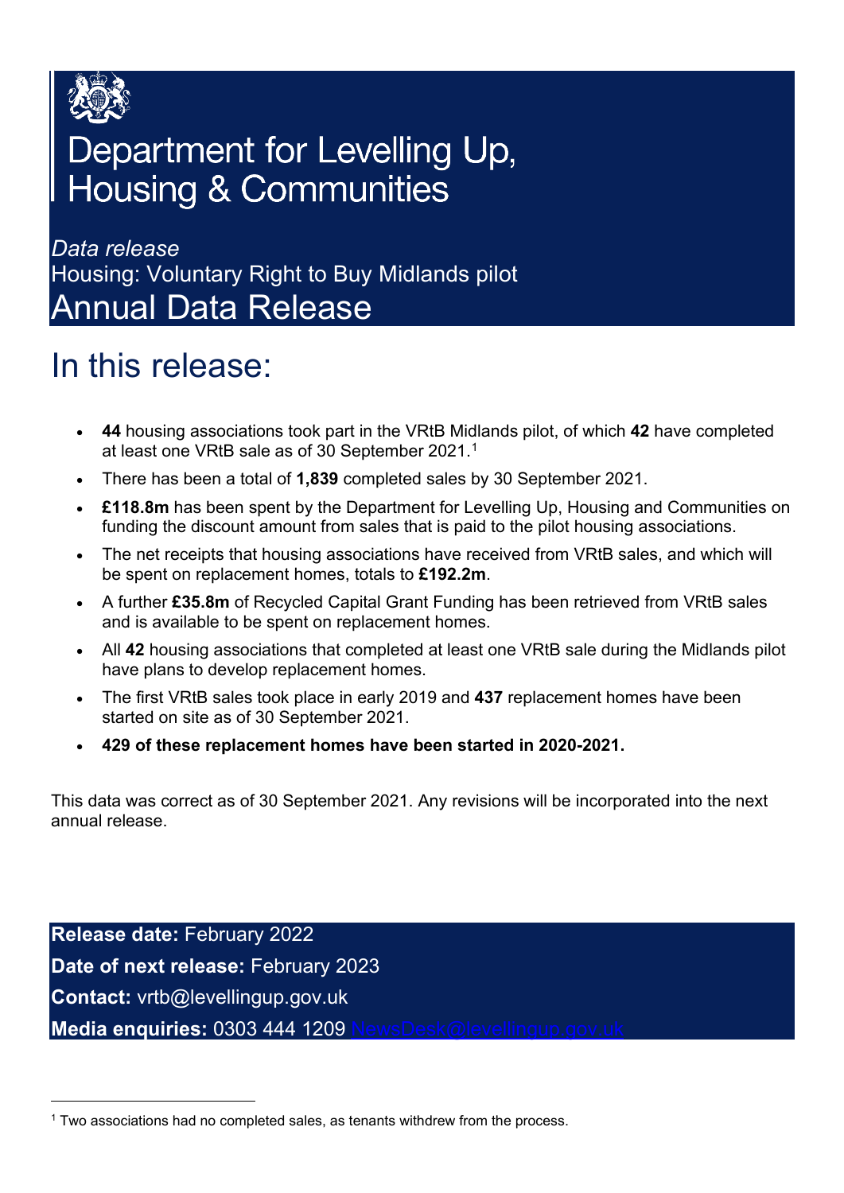# Department for Levelling Up, Housing & Communities

*Data release*

Housing: Voluntary Right to Buy Midlands pilot

# Annual Data Release

## In this release:

- **44** housing associations took part in the VRtB Midlands pilot, of which **42** have completed at least one VRtB sale as of 30 September 2021.[1]
- There has been a total of **1,839** completed sales by 30 September 2021.
- **£118.8m** has been spent by the Department for Levelling Up, Housing and Communities on funding the discount amount from sales that is paid to the pilot housing associations.
- The net receipts that housing associations have received from VRtB sales, and which will be spent on replacement homes, totals to **£192.2m**.
- A further **£35.8m** of Recycled Capital Grant Funding has been retrieved from VRtB sales and is available to be spent on replacement homes.
- All **42** housing associations that completed at least one VRtB sale during the Midlands pilot have plans to develop replacement homes.
- The first VRtB sales took place in early 2019 and **437** replacement homes have been started on site as of 30 September 2021.
- **429 of these replacement homes have been started in 2020-2021.**

This data was correct as of 30 September 2021. Any revisions will be incorporated into the next annual release.

**Release date:** February 2022

**Date of next release:** February 2023

**Contact:** vrtb@levellingup.gov.uk

**Media enquiries:** 0303 444 1209 NewsDesk@levellingup.gov.uk

[1] Two associations had no completed sales, as tenants withdrew from the process.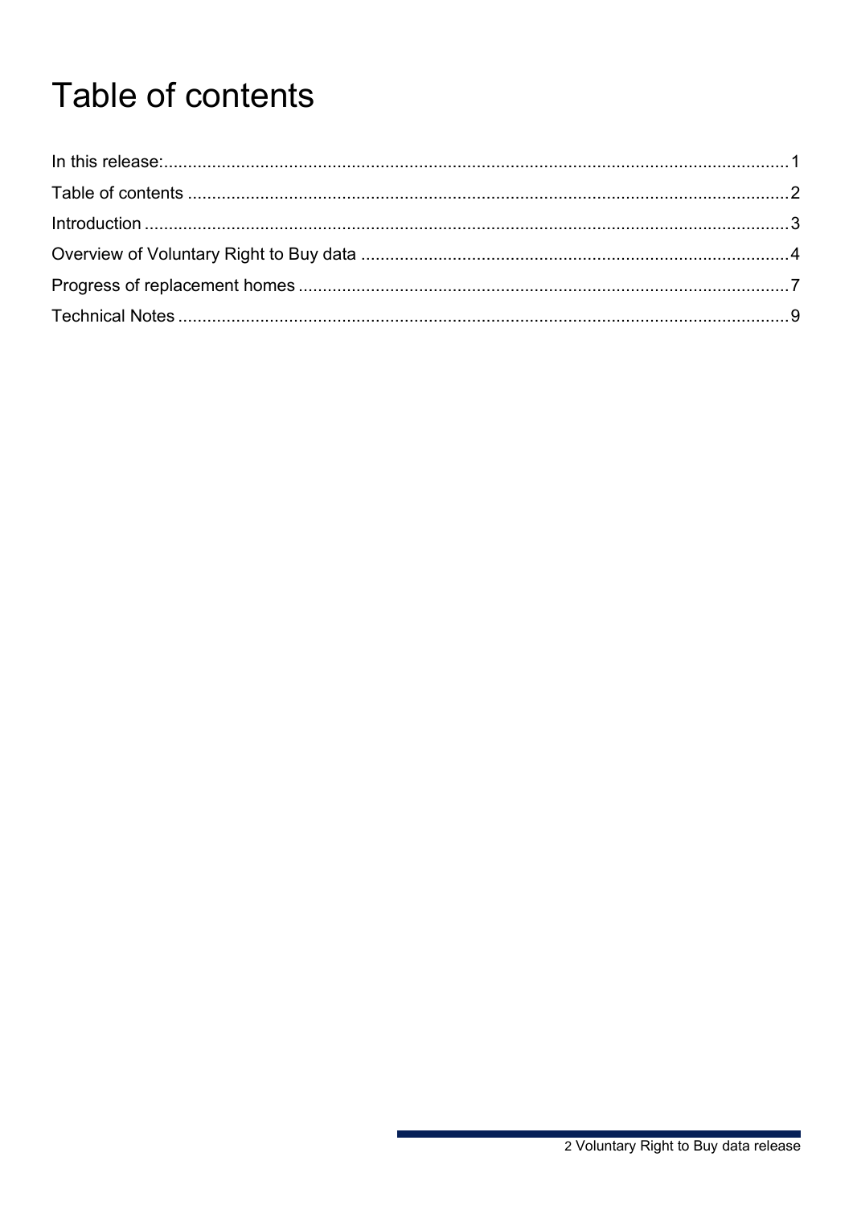# Table of contents

In this release: .......... 1

Table of contents .......... 2

Introduction .......... 3

Overview of Voluntary Right to Buy data .......... 4

Progress of replacement homes .......... 7

Technical Notes .......... 9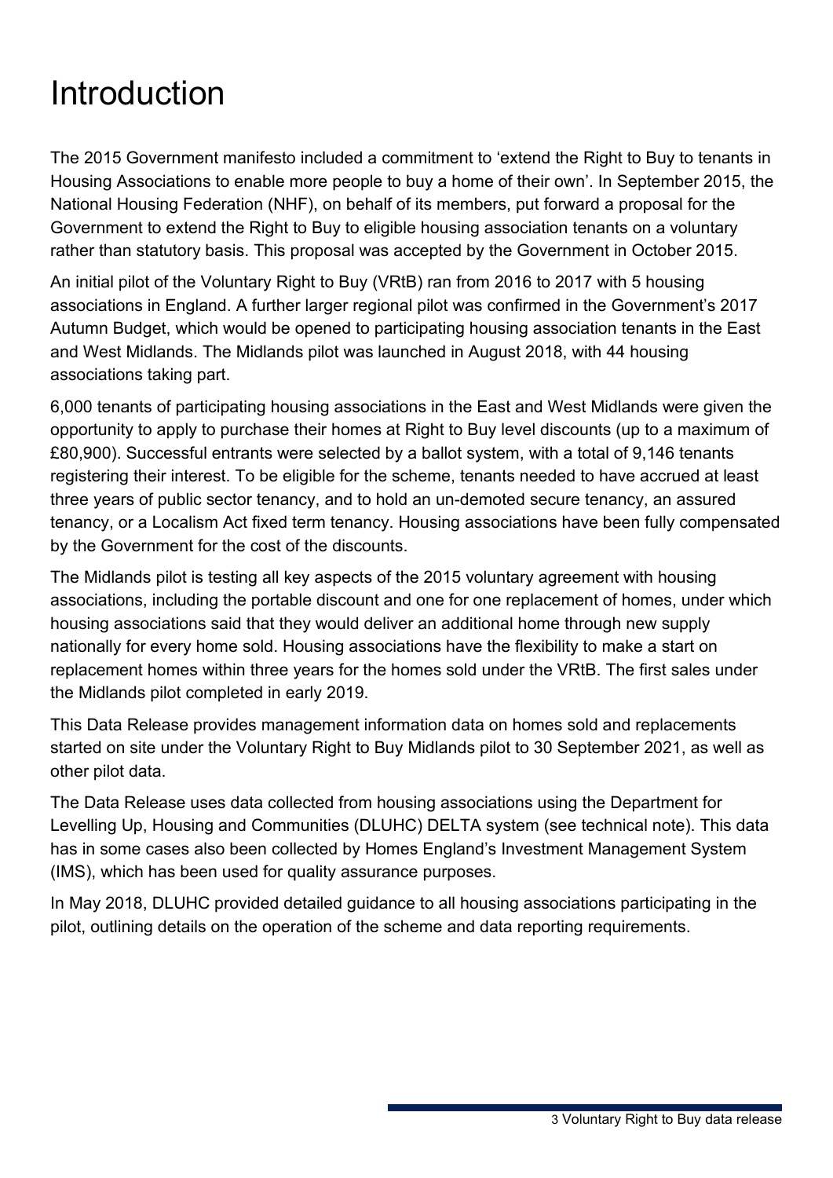# Introduction

The 2015 Government manifesto included a commitment to 'extend the Right to Buy to tenants in Housing Associations to enable more people to buy a home of their own'. In September 2015, the National Housing Federation (NHF), on behalf of its members, put forward a proposal for the Government to extend the Right to Buy to eligible housing association tenants on a voluntary rather than statutory basis. This proposal was accepted by the Government in October 2015.

An initial pilot of the Voluntary Right to Buy (VRtB) ran from 2016 to 2017 with 5 housing associations in England. A further larger regional pilot was confirmed in the Government's 2017 Autumn Budget, which would be opened to participating housing association tenants in the East and West Midlands. The Midlands pilot was launched in August 2018, with 44 housing associations taking part.

6,000 tenants of participating housing associations in the East and West Midlands were given the opportunity to apply to purchase their homes at Right to Buy level discounts (up to a maximum of £80,900). Successful entrants were selected by a ballot system, with a total of 9,146 tenants registering their interest. To be eligible for the scheme, tenants needed to have accrued at least three years of public sector tenancy, and to hold an un-demoted secure tenancy, an assured tenancy, or a Localism Act fixed term tenancy. Housing associations have been fully compensated by the Government for the cost of the discounts.

The Midlands pilot is testing all key aspects of the 2015 voluntary agreement with housing associations, including the portable discount and one for one replacement of homes, under which housing associations said that they would deliver an additional home through new supply nationally for every home sold. Housing associations have the flexibility to make a start on replacement homes within three years for the homes sold under the VRtB. The first sales under the Midlands pilot completed in early 2019.

This Data Release provides management information data on homes sold and replacements started on site under the Voluntary Right to Buy Midlands pilot to 30 September 2021, as well as other pilot data.

The Data Release uses data collected from housing associations using the Department for Levelling Up, Housing and Communities (DLUHC) DELTA system (see technical note). This data has in some cases also been collected by Homes England's Investment Management System (IMS), which has been used for quality assurance purposes.

In May 2018, DLUHC provided detailed guidance to all housing associations participating in the pilot, outlining details on the operation of the scheme and data reporting requirements.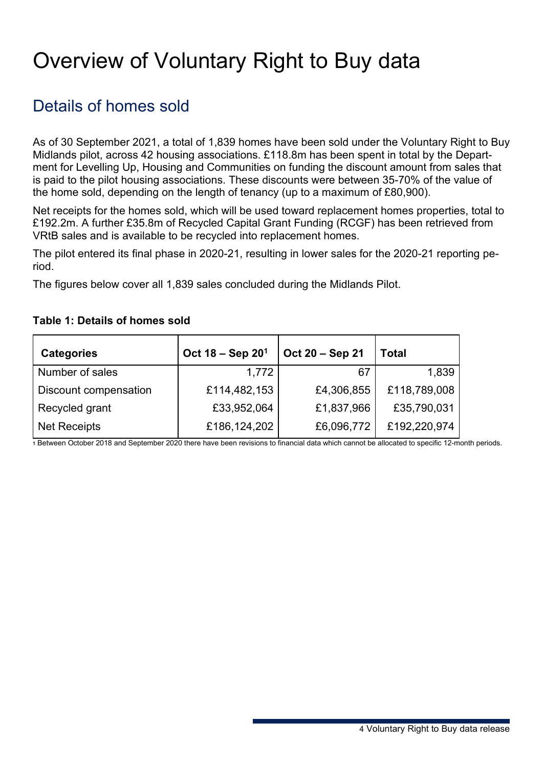# Overview of Voluntary Right to Buy data

## Details of homes sold

As of 30 September 2021, a total of 1,839 homes have been sold under the Voluntary Right to Buy Midlands pilot, across 42 housing associations. £118.8m has been spent in total by the Department for Levelling Up, Housing and Communities on funding the discount amount from sales that is paid to the pilot housing associations. These discounts were between 35-70% of the value of the home sold, depending on the length of tenancy (up to a maximum of £80,900).

Net receipts for the homes sold, which will be used toward replacement homes properties, total to £192.2m. A further £35.8m of Recycled Capital Grant Funding (RCGF) has been retrieved from VRtB sales and is available to be recycled into replacement homes.

The pilot entered its final phase in 2020-21, resulting in lower sales for the 2020-21 reporting period.

The figures below cover all 1,839 sales concluded during the Midlands Pilot.

**Table 1: Details of homes sold**

| Categories | Oct 18 – Sep 20[1] | Oct 20 – Sep 21 | Total |
|---|---:|---:|---:|
| Number of sales | 1,772 | 67 | 1,839 |
| Discount compensation | £114,482,153 | £4,306,855 | £118,789,008 |
| Recycled grant | £33,952,064 | £1,837,966 | £35,790,031 |
| Net Receipts | £186,124,202 | £6,096,772 | £192,220,974 |

1 Between October 2018 and September 2020 there have been revisions to financial data which cannot be allocated to specific 12-month periods.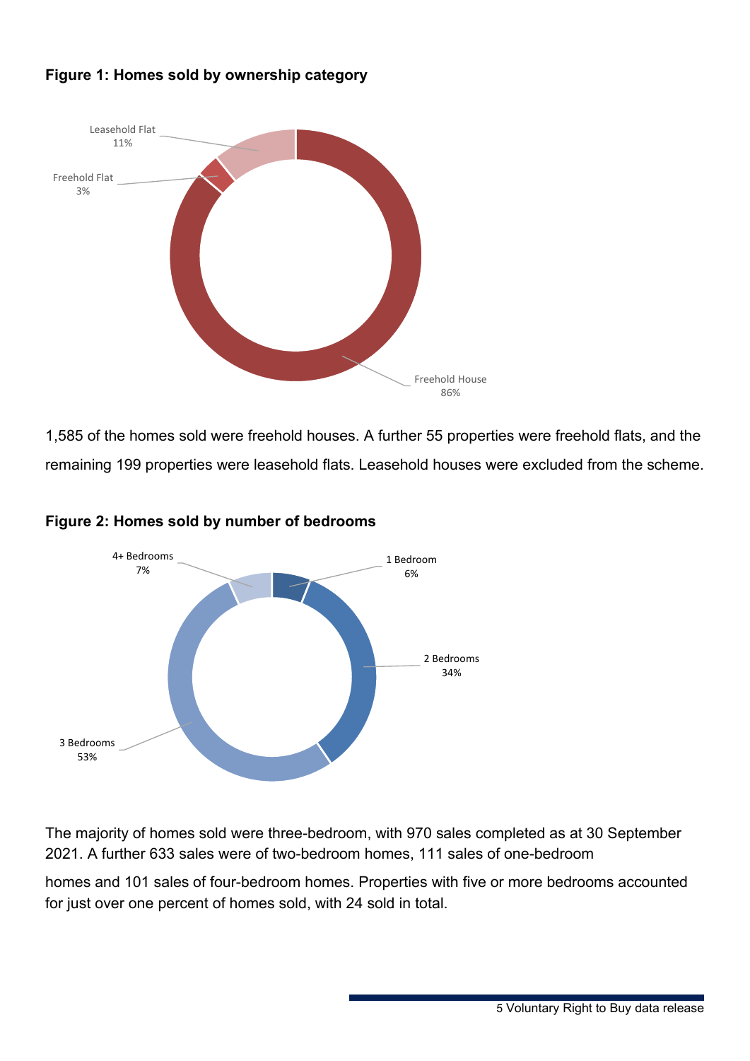**Figure 1: Homes sold by ownership category**

1,585 of the homes sold were freehold houses. A further 55 properties were freehold flats, and the remaining 199 properties were leasehold flats. Leasehold houses were excluded from the scheme.

**Figure 2: Homes sold by number of bedrooms**

The majority of homes sold were three-bedroom, with 970 sales completed as at 30 September 2021. A further 633 sales were of two-bedroom homes, 111 sales of one-bedroom homes and 101 sales of four-bedroom homes. Properties with five or more bedrooms accounted for just over one percent of homes sold, with 24 sold in total.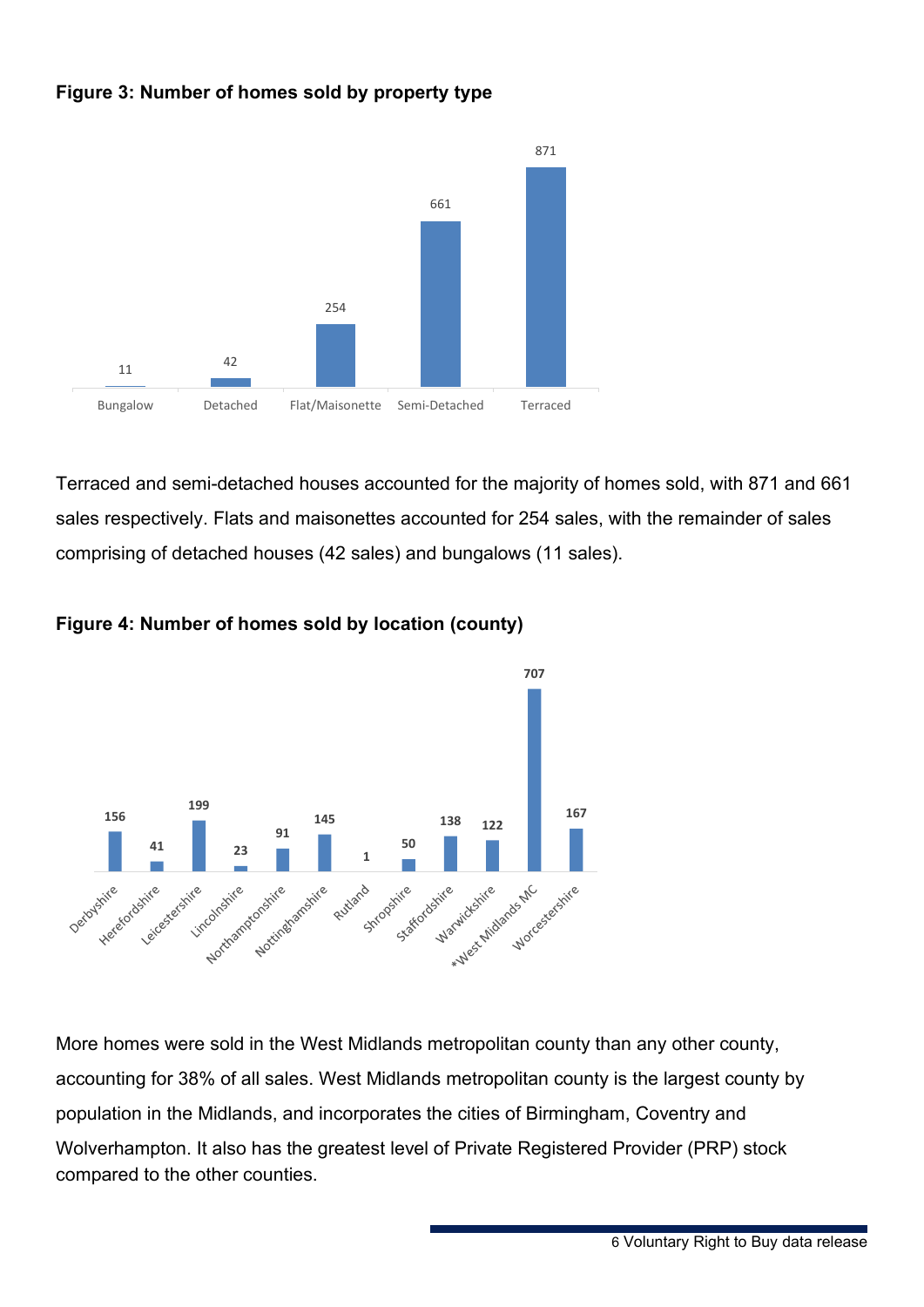**Figure 3: Number of homes sold by property type**

| Property type | Number of homes sold |
|---|---|
| Bungalow | 11 |
| Detached | 42 |
| Flat/Maisonette | 254 |
| Semi-Detached | 661 |
| Terraced | 871 |

Terraced and semi-detached houses accounted for the majority of homes sold, with 871 and 661 sales respectively. Flats and maisonettes accounted for 254 sales, with the remainder of sales comprising of detached houses (42 sales) and bungalows (11 sales).

**Figure 4: Number of homes sold by location (county)**

| County | Number of homes sold |
|---|---|
| Derbyshire | 156 |
| Herefordshire | 41 |
| Leicestershire | 199 |
| Lincolnshire | 23 |
| Northamptonshire | 91 |
| Nottinghamshire | 145 |
| Rutland | 1 |
| Shropshire | 50 |
| Staffordshire | 138 |
| Warwickshire | 122 |
| *West Midlands MC | 707 |
| Worcestershire | 167 |

More homes were sold in the West Midlands metropolitan county than any other county, accounting for 38% of all sales. West Midlands metropolitan county is the largest county by population in the Midlands, and incorporates the cities of Birmingham, Coventry and Wolverhampton. It also has the greatest level of Private Registered Provider (PRP) stock compared to the other counties.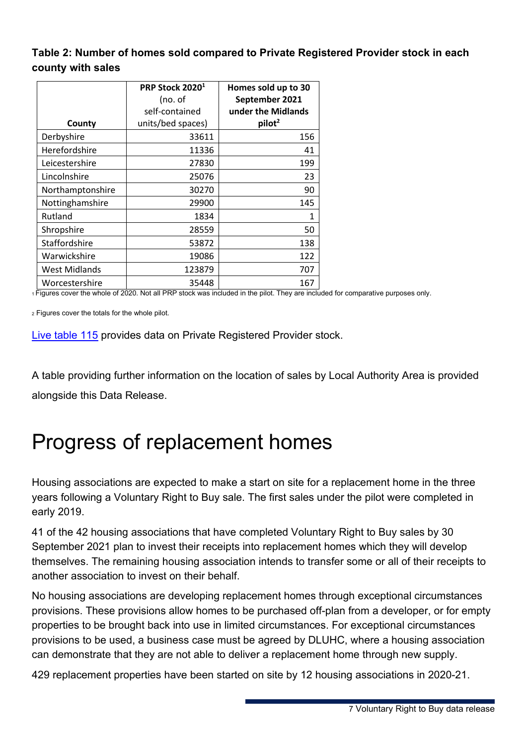**Table 2: Number of homes sold compared to Private Registered Provider stock in each county with sales**

| County | PRP Stock 2020[1] (no. of self-contained units/bed spaces) | Homes sold up to 30 September 2021 under the Midlands pilot[2] |
|---|---|---|
| Derbyshire | 33611 | 156 |
| Herefordshire | 11336 | 41 |
| Leicestershire | 27830 | 199 |
| Lincolnshire | 25076 | 23 |
| Northamptonshire | 30270 | 90 |
| Nottinghamshire | 29900 | 145 |
| Rutland | 1834 | 1 |
| Shropshire | 28559 | 50 |
| Staffordshire | 53872 | 138 |
| Warwickshire | 19086 | 122 |
| West Midlands | 123879 | 707 |
| Worcestershire | 35448 | 167 |

1 Figures cover the whole of 2020. Not all PRP stock was included in the pilot. They are included for comparative purposes only.

2 Figures cover the totals for the whole pilot.

Live table 115 provides data on Private Registered Provider stock.

A table providing further information on the location of sales by Local Authority Area is provided alongside this Data Release.

# Progress of replacement homes

Housing associations are expected to make a start on site for a replacement home in the three years following a Voluntary Right to Buy sale. The first sales under the pilot were completed in early 2019.

41 of the 42 housing associations that have completed Voluntary Right to Buy sales by 30 September 2021 plan to invest their receipts into replacement homes which they will develop themselves. The remaining housing association intends to transfer some or all of their receipts to another association to invest on their behalf.

No housing associations are developing replacement homes through exceptional circumstances provisions. These provisions allow homes to be purchased off-plan from a developer, or for empty properties to be brought back into use in limited circumstances. For exceptional circumstances provisions to be used, a business case must be agreed by DLUHC, where a housing association can demonstrate that they are not able to deliver a replacement home through new supply.

429 replacement properties have been started on site by 12 housing associations in 2020-21.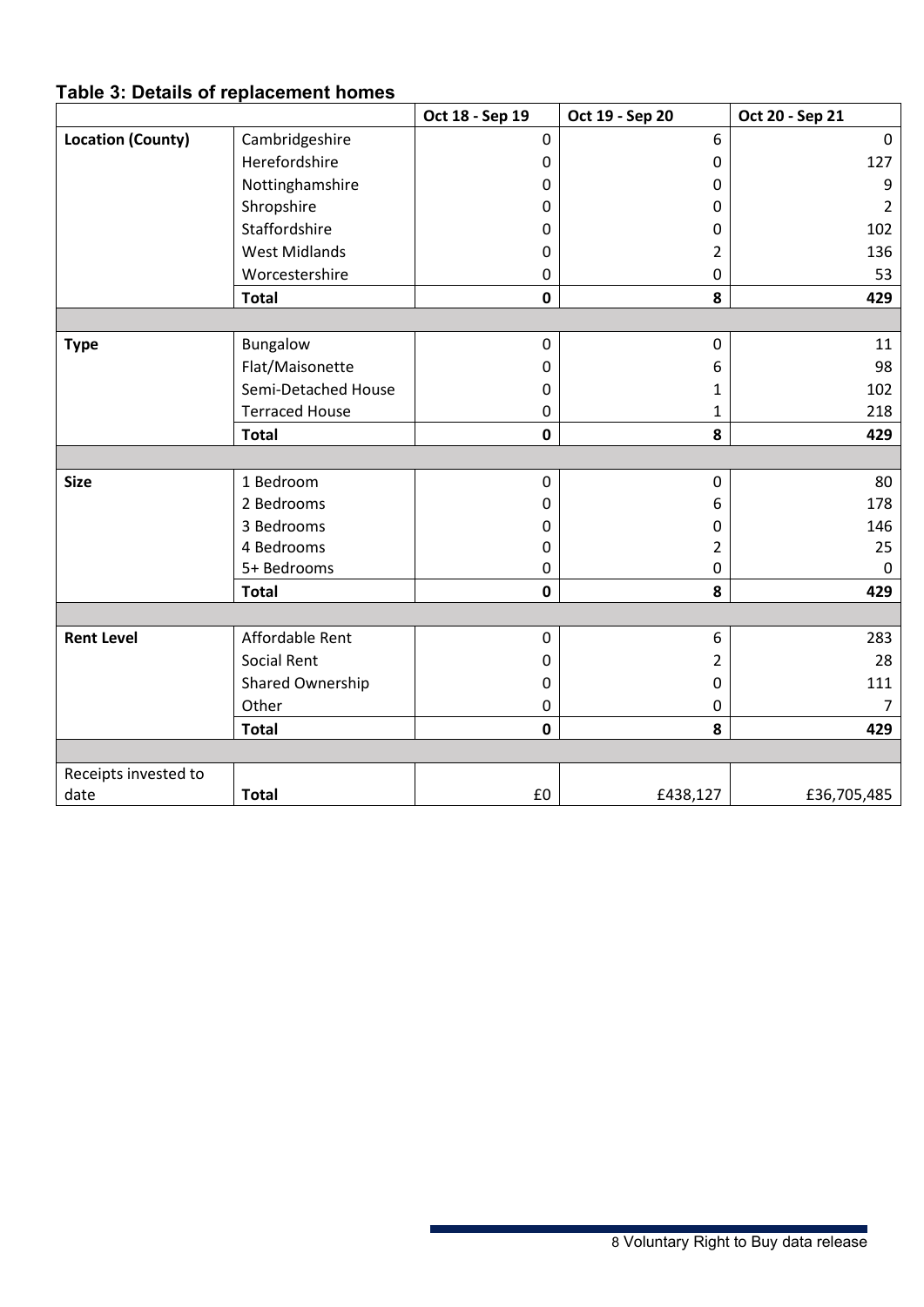## Table 3: Details of replacement homes

| | | Oct 18 - Sep 19 | Oct 19 - Sep 20 | Oct 20 - Sep 21 |
|---|---|---|---|---|
| **Location (County)** | Cambridgeshire | 0 | 6 | 0 |
| | Herefordshire | 0 | 0 | 127 |
| | Nottinghamshire | 0 | 0 | 9 |
| | Shropshire | 0 | 0 | 2 |
| | Staffordshire | 0 | 0 | 102 |
| | West Midlands | 0 | 2 | 136 |
| | Worcestershire | 0 | 0 | 53 |
| | **Total** | **0** | **8** | **429** |
| | | | | |
| **Type** | Bungalow | 0 | 0 | 11 |
| | Flat/Maisonette | 0 | 6 | 98 |
| | Semi-Detached House | 0 | 1 | 102 |
| | Terraced House | 0 | 1 | 218 |
| | **Total** | **0** | **8** | **429** |
| | | | | |
| **Size** | 1 Bedroom | 0 | 0 | 80 |
| | 2 Bedrooms | 0 | 6 | 178 |
| | 3 Bedrooms | 0 | 0 | 146 |
| | 4 Bedrooms | 0 | 2 | 25 |
| | 5+ Bedrooms | 0 | 0 | 0 |
| | **Total** | **0** | **8** | **429** |
| | | | | |
| **Rent Level** | Affordable Rent | 0 | 6 | 283 |
| | Social Rent | 0 | 2 | 28 |
| | Shared Ownership | 0 | 0 | 111 |
| | Other | 0 | 0 | 7 |
| | **Total** | **0** | **8** | **429** |
| | | | | |
| Receipts invested to date | **Total** | £0 | £438,127 | £36,705,485 |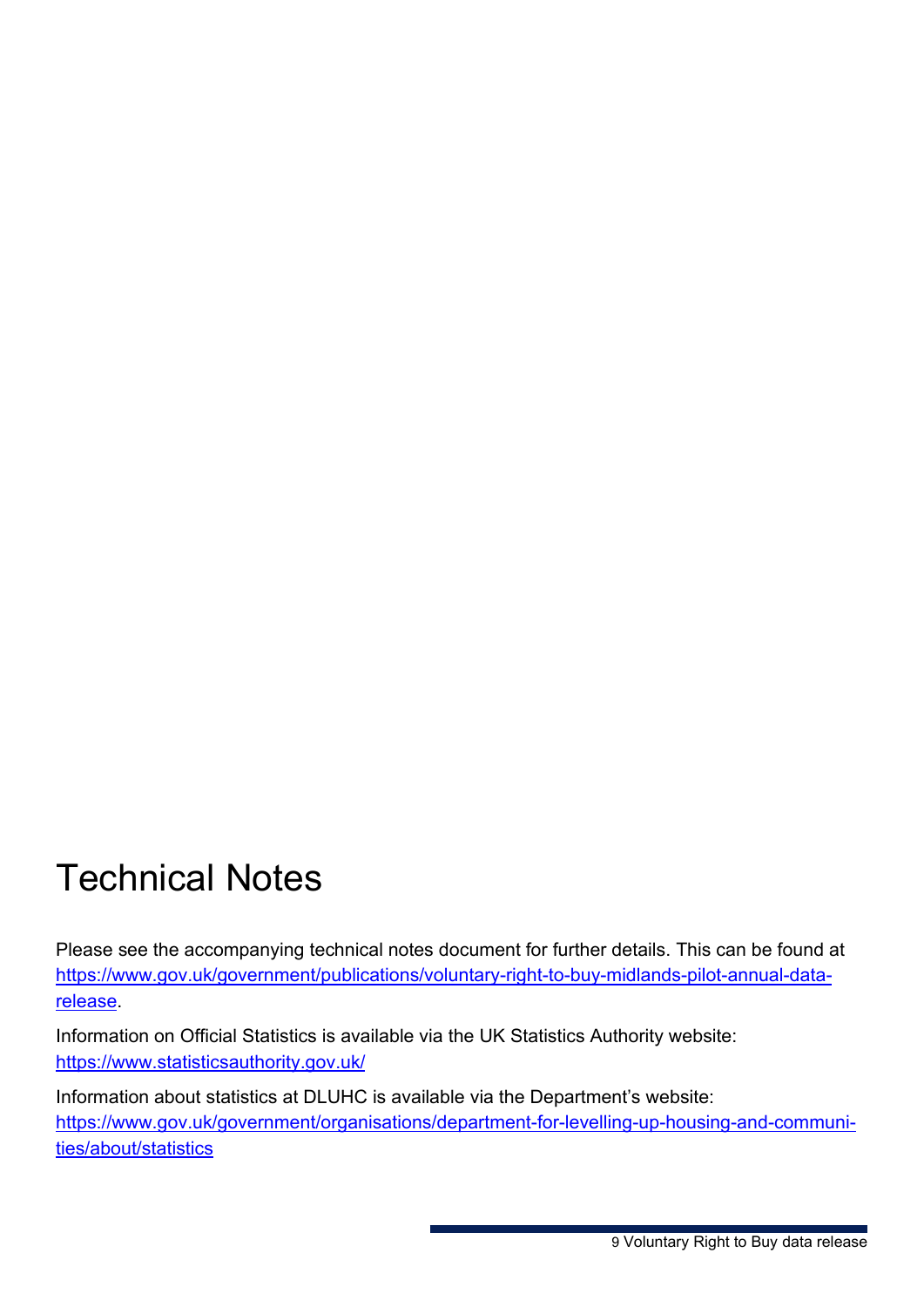# Technical Notes

Please see the accompanying technical notes document for further details. This can be found at [https://www.gov.uk/government/publications/voluntary-right-to-buy-midlands-pilot-annual-data-release](https://www.gov.uk/government/publications/voluntary-right-to-buy-midlands-pilot-annual-data-release).

Information on Official Statistics is available via the UK Statistics Authority website: [https://www.statisticsauthority.gov.uk/](https://www.statisticsauthority.gov.uk/)

Information about statistics at DLUHC is available via the Department's website: [https://www.gov.uk/government/organisations/department-for-levelling-up-housing-and-communities/about/statistics](https://www.gov.uk/government/organisations/department-for-levelling-up-housing-and-communities/about/statistics)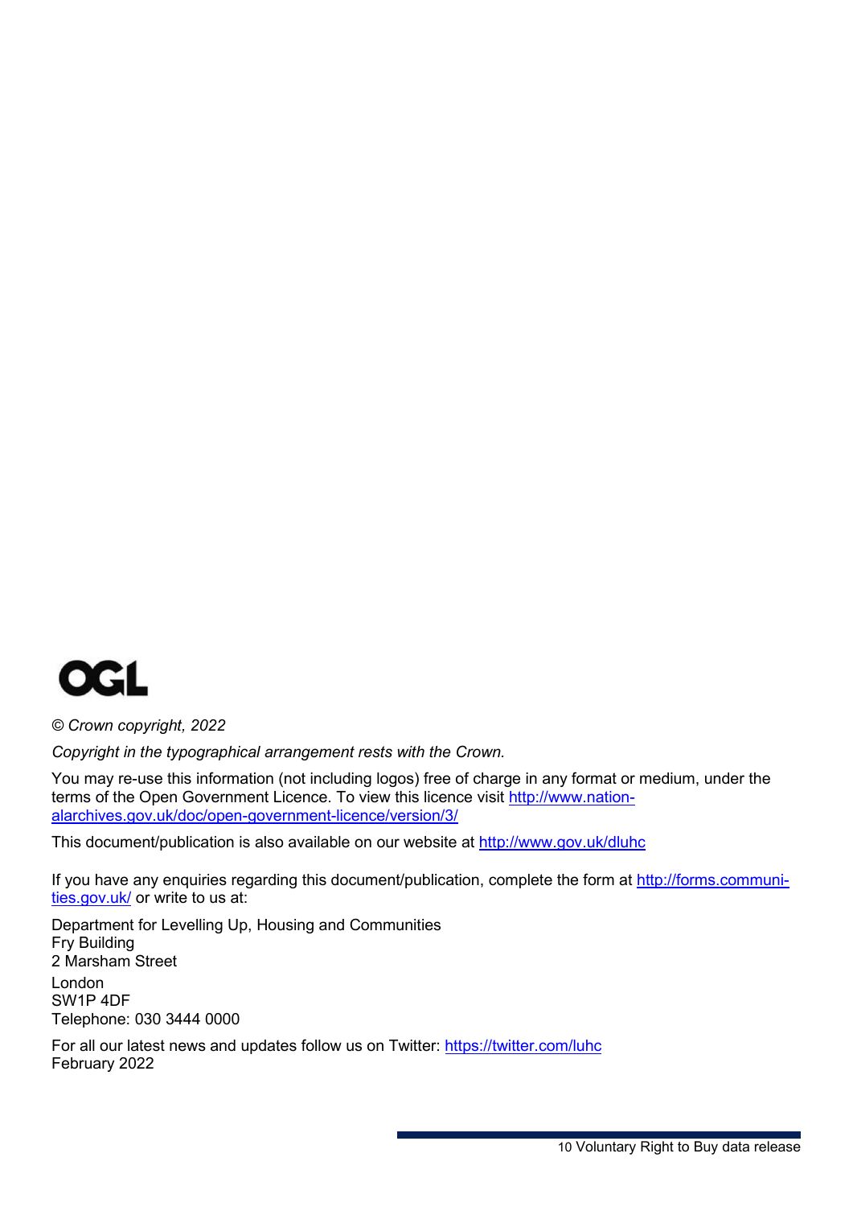*© Crown copyright, 2022*

*Copyright in the typographical arrangement rests with the Crown.*

You may re-use this information (not including logos) free of charge in any format or medium, under the terms of the Open Government Licence. To view this licence visit http://www.nationalarchives.gov.uk/doc/open-government-licence/version/3/

This document/publication is also available on our website at http://www.gov.uk/dluhc

If you have any enquiries regarding this document/publication, complete the form at http://forms.communities.gov.uk/ or write to us at:

Department for Levelling Up, Housing and Communities
Fry Building
2 Marsham Street
London
SW1P 4DF
Telephone: 030 3444 0000

For all our latest news and updates follow us on Twitter: https://twitter.com/luhc
February 2022